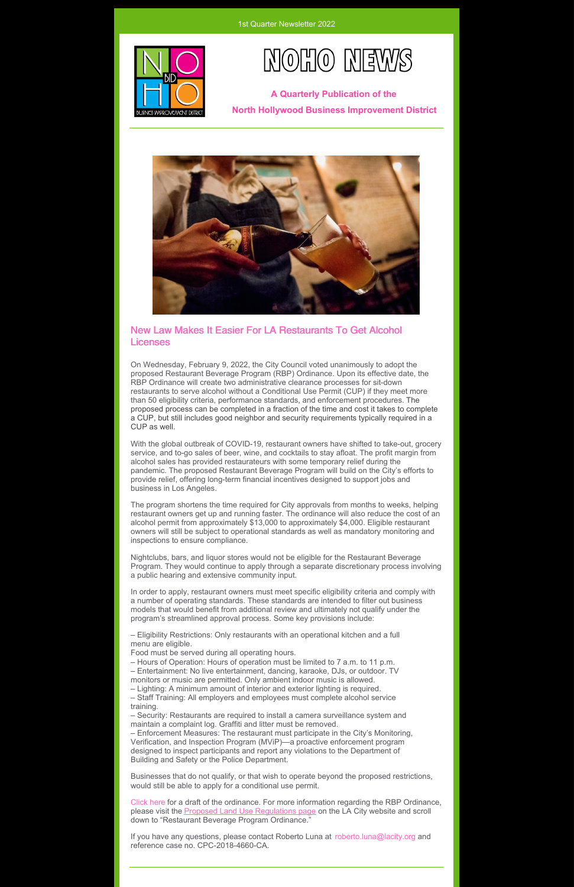1st Quarter Newsletter 2022

# NOHO NEWS

**A Quarterly Publication of the**

**North Hollywood Business Improvement District**

## New Law Makes It Easier For LA Restaurants To Get Alcohol Licenses

On Wednesday, February 9, 2022, the City Council voted unanimously to adopt the proposed Restaurant Beverage Program (RBP) Ordinance. Upon its effective date, the RBP Ordinance will create two administrative clearance processes for sit-down restaurants to serve alcohol without a Conditional Use Permit (CUP) if they meet more than 50 eligibility criteria, performance standards, and enforcement procedures. The proposed process can be completed in a fraction of the time and cost it takes to complete a CUP, but still includes good neighbor and security requirements typically required in a CUP as well.

With the global outbreak of COVID-19, restaurant owners have shifted to take-out, grocery service, and to-go sales of beer, wine, and cocktails to stay afloat. The profit margin from alcohol sales has provided restaurateurs with some temporary relief during the pandemic. The proposed Restaurant Beverage Program will build on the City's efforts to provide relief, offering long-term financial incentives designed to support jobs and business in Los Angeles.

The program shortens the time required for City approvals from months to weeks, helping restaurant owners get up and running faster. The ordinance will also reduce the cost of an alcohol permit from approximately $13,000 to approximately $4,000. Eligible restaurant owners will still be subject to operational standards as well as mandatory monitoring and inspections to ensure compliance.

Nightclubs, bars, and liquor stores would not be eligible for the Restaurant Beverage Program. They would continue to apply through a separate discretionary process involving a public hearing and extensive community input.

In order to apply, restaurant owners must meet specific eligibility criteria and comply with a number of operating standards. These standards are intended to filter out business models that would benefit from additional review and ultimately not qualify under the program's streamlined approval process. Some key provisions include:

– Eligibility Restrictions: Only restaurants with an operational kitchen and a full menu are eligible.
Food must be served during all operating hours.
– Hours of Operation: Hours of operation must be limited to 7 a.m. to 11 p.m.
– Entertainment: No live entertainment, dancing, karaoke, DJs, or outdoor. TV monitors or music are permitted. Only ambient indoor music is allowed.
– Lighting: A minimum amount of interior and exterior lighting is required.
– Staff Training: All employers and employees must complete alcohol service training.
– Security: Restaurants are required to install a camera surveillance system and maintain a complaint log. Graffiti and litter must be removed.
– Enforcement Measures: The restaurant must participate in the City's Monitoring, Verification, and Inspection Program (MViP)—a proactive enforcement program designed to inspect participants and report any violations to the Department of Building and Safety or the Police Department.

Businesses that do not qualify, or that wish to operate beyond the proposed restrictions, would still be able to apply for a conditional use permit.

Click here for a draft of the ordinance. For more information regarding the RBP Ordinance, please visit the Proposed Land Use Regulations page on the LA City website and scroll down to "Restaurant Beverage Program Ordinance."

If you have any questions, please contact Roberto Luna at roberto.luna@lacity.org and reference case no. CPC-2018-4660-CA.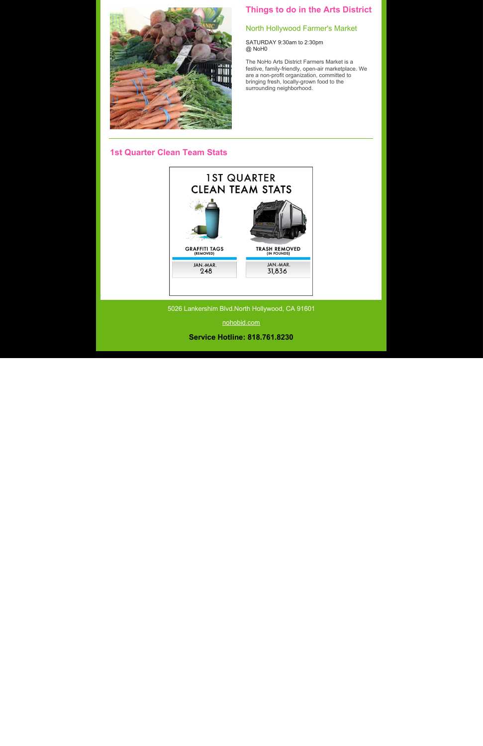## Things to do in the Arts District

### North Hollywood Farmer's Market

SATURDAY 9:30am to 2:30pm
@ NoH0

The NoHo Arts District Farmers Market is a festive, family-friendly, open-air marketplace. We are a non-profit organization, committed to bringing fresh, locally-grown food to the surrounding neighborhood.

---

## 1st Quarter Clean Team Stats

1ST QUARTER
CLEAN TEAM STATS

GRAFFITI TAGS
(REMOVED)
JAN.-MAR.
248

TRASH REMOVED
(IN POUNDS)
JAN.-MAR.
31,836

5026 Lankershim Blvd.North Hollywood, CA 91601

nohobid.com

**Service Hotline: 818.761.8230**